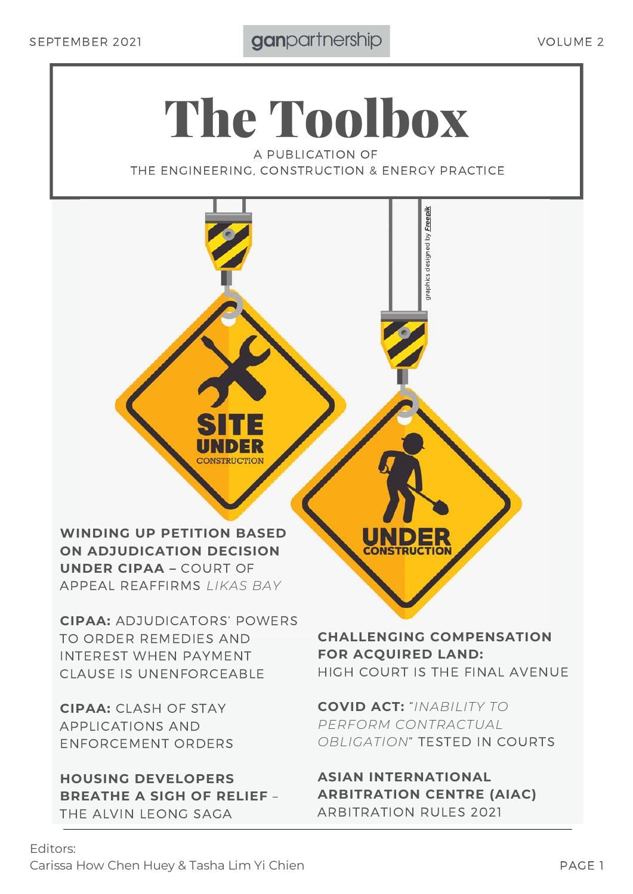SEPTEMBER 2021

ganpartnership

VOLUME 2

# The Toolbox

A PUBLICATION OF
THE ENGINEERING, CONSTRUCTION & ENERGY PRACTICE

graphics designed by *Freepik*

**WINDING UP PETITION BASED ON ADJUDICATION DECISION UNDER CIPAA –** COURT OF APPEAL REAFFIRMS *LIKAS BAY*

**CIPAA:** ADJUDICATORS' POWERS TO ORDER REMEDIES AND INTEREST WHEN PAYMENT CLAUSE IS UNENFORCEABLE

**CIPAA:** CLASH OF STAY APPLICATIONS AND ENFORCEMENT ORDERS

**HOUSING DEVELOPERS BREATHE A SIGH OF RELIEF** – THE ALVIN LEONG SAGA

**CHALLENGING COMPENSATION FOR ACQUIRED LAND:** HIGH COURT IS THE FINAL AVENUE

**COVID ACT:** "*INABILITY TO PERFORM CONTRACTUAL OBLIGATION*" TESTED IN COURTS

**ASIAN INTERNATIONAL ARBITRATION CENTRE (AIAC)** ARBITRATION RULES 2021

Editors:
Carissa How Chen Huey & Tasha Lim Yi Chien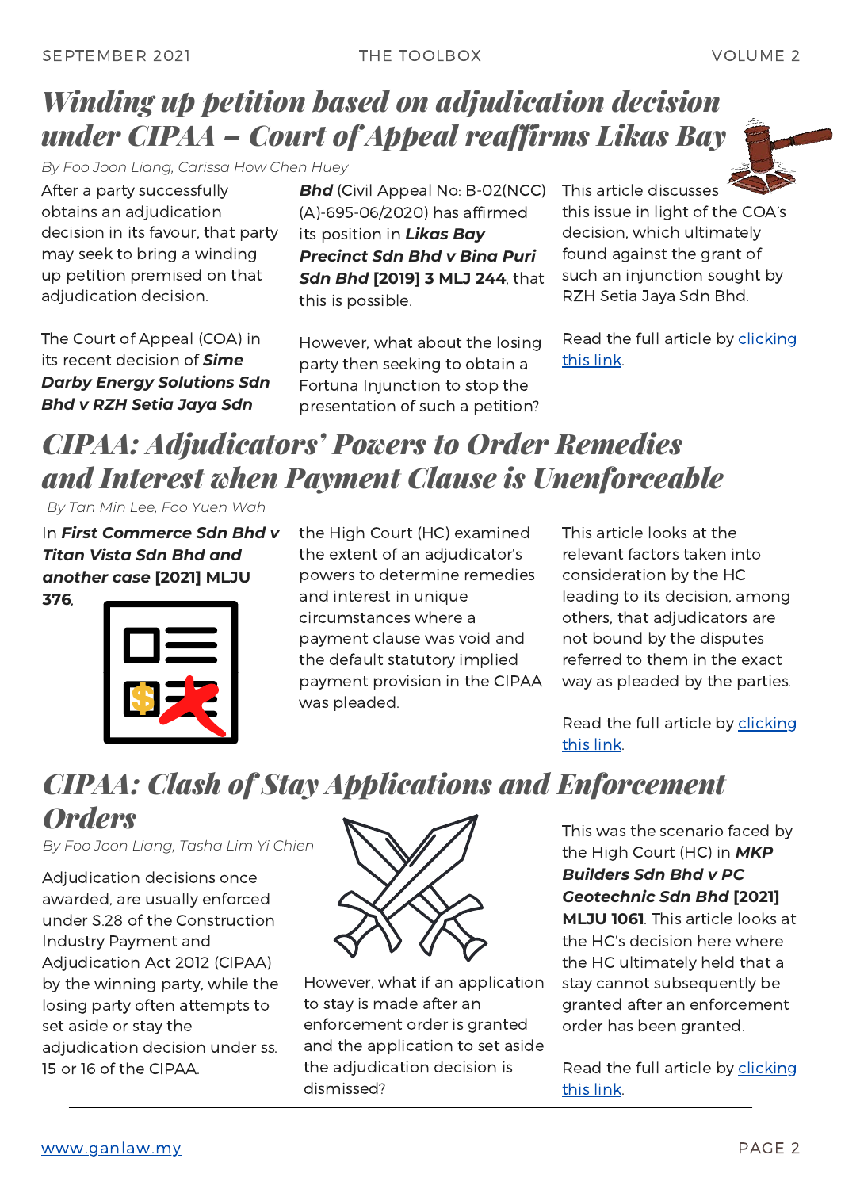## *Winding up petition based on adjudication decision under CIPAA – Court of Appeal reaffirms Likas Bay*

*By Foo Joon Liang, Carissa How Chen Huey*

After a party successfully obtains an adjudication decision in its favour, that party may seek to bring a winding up petition premised on that adjudication decision.

The Court of Appeal (COA) in its recent decision of ***Sime Darby Energy Solutions Sdn Bhd v RZH Setia Jaya Sdn Bhd*** (Civil Appeal No: B-02(NCC)(A)-695-06/2020) has affirmed its position in ***Likas Bay Precinct Sdn Bhd v Bina Puri Sdn Bhd* [2019] 3 MLJ 244**, that this is possible.

However, what about the losing party then seeking to obtain a Fortuna Injunction to stop the presentation of such a petition?

This article discusses this issue in light of the COA's decision, which ultimately found against the grant of such an injunction sought by RZH Setia Jaya Sdn Bhd.

Read the full article by clicking this link.

## *CIPAA: Adjudicators' Powers to Order Remedies and Interest when Payment Clause is Unenforceable*

*By Tan Min Lee, Foo Yuen Wah*

In ***First Commerce Sdn Bhd v Titan Vista Sdn Bhd and another case* [2021] MLJU 376**, the High Court (HC) examined the extent of an adjudicator's powers to determine remedies and interest in unique circumstances where a payment clause was void and the default statutory implied payment provision in the CIPAA was pleaded.

This article looks at the relevant factors taken into consideration by the HC leading to its decision, among others, that adjudicators are not bound by the disputes referred to them in the exact way as pleaded by the parties.

Read the full article by clicking this link.

## *CIPAA: Clash of Stay Applications and Enforcement Orders*

*By Foo Joon Liang, Tasha Lim Yi Chien*

Adjudication decisions once awarded, are usually enforced under S.28 of the Construction Industry Payment and Adjudication Act 2012 (CIPAA) by the winning party, while the losing party often attempts to set aside or stay the adjudication decision under ss. 15 or 16 of the CIPAA.

However, what if an application to stay is made after an enforcement order is granted and the application to set aside the adjudication decision is dismissed?

This was the scenario faced by the High Court (HC) in ***MKP Builders Sdn Bhd v PC Geotechnic Sdn Bhd* [2021] MLJU 1061**. This article looks at the HC's decision here where the HC ultimately held that a stay cannot subsequently be granted after an enforcement order has been granted.

Read the full article by clicking this link.

www.ganlaw.my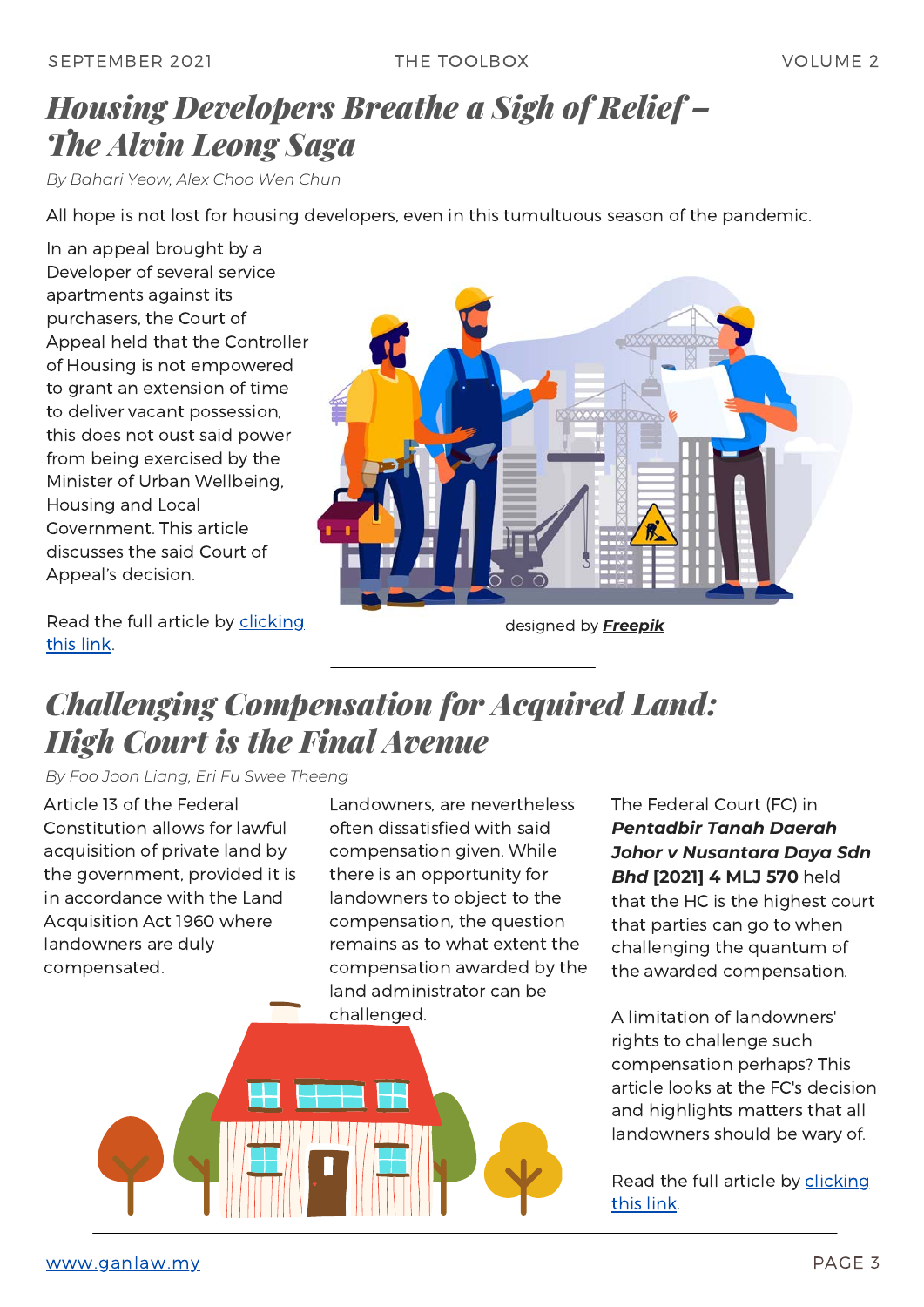## *Housing Developers Breathe a Sigh of Relief – The Alvin Leong Saga*

*By Bahari Yeow, Alex Choo Wen Chun*

All hope is not lost for housing developers, even in this tumultuous season of the pandemic.

In an appeal brought by a Developer of several service apartments against its purchasers, the Court of Appeal held that the Controller of Housing is not empowered to grant an extension of time to deliver vacant possession, this does not oust said power from being exercised by the Minister of Urban Wellbeing, Housing and Local Government. This article discusses the said Court of Appeal's decision.

Read the full article by clicking this link.

designed by ***Freepik***

## *Challenging Compensation for Acquired Land: High Court is the Final Avenue*

*By Foo Joon Liang, Eri Fu Swee Theeng*

Article 13 of the Federal Constitution allows for lawful acquisition of private land by the government, provided it is in accordance with the Land Acquisition Act 1960 where landowners are duly compensated.

Landowners, are nevertheless often dissatisfied with said compensation given. While there is an opportunity for landowners to object to the compensation, the question remains as to what extent the compensation awarded by the land administrator can be challenged.

The Federal Court (FC) in ***Pentadbir Tanah Daerah Johor v Nusantara Daya Sdn Bhd* [2021] 4 MLJ 570** held that the HC is the highest court that parties can go to when challenging the quantum of the awarded compensation.

A limitation of landowners' rights to challenge such compensation perhaps? This article looks at the FC's decision and highlights matters that all landowners should be wary of.

Read the full article by clicking this link.

www.ganlaw.my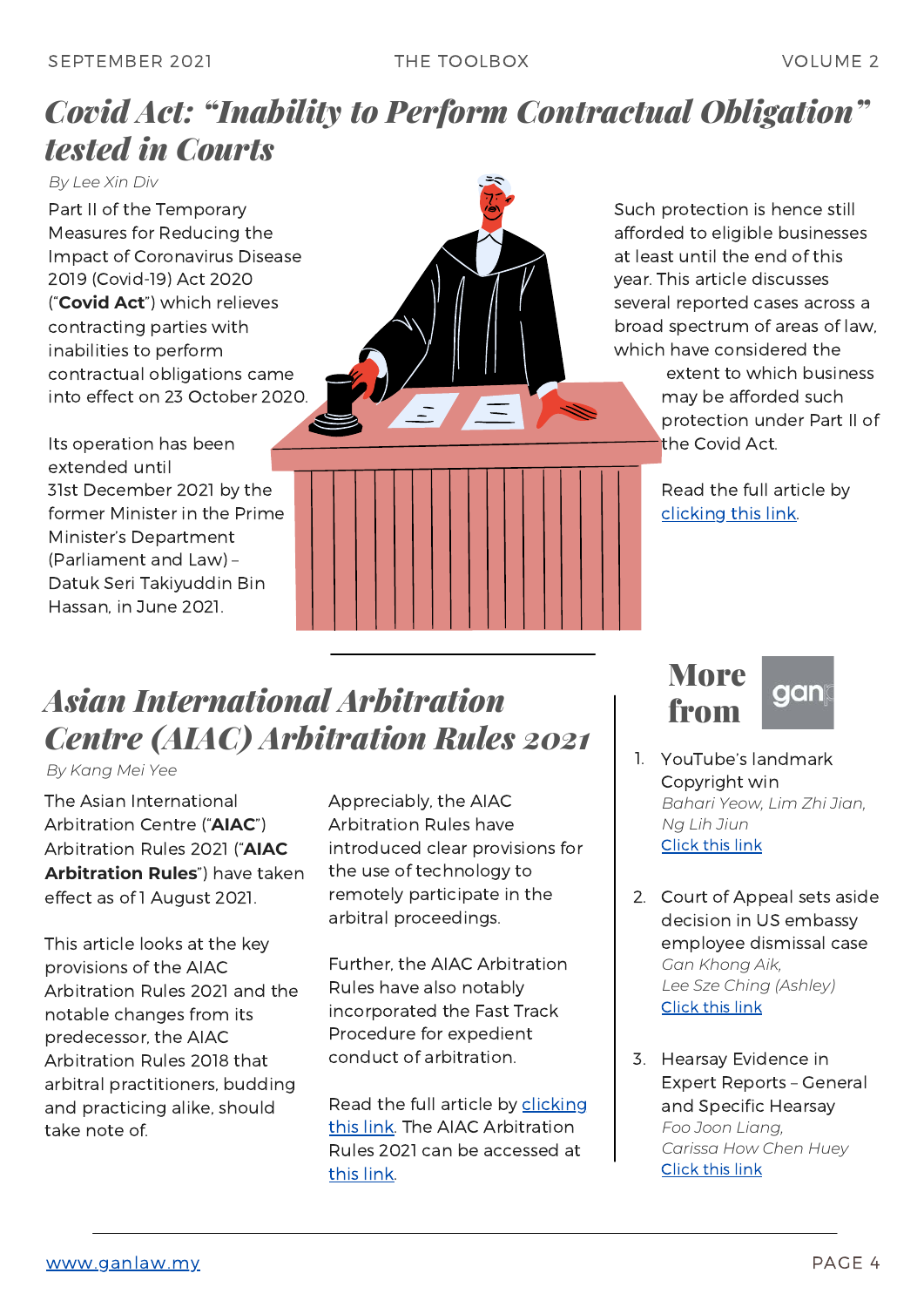# *Covid Act: "Inability to Perform Contractual Obligation" tested in Courts*

*By Lee Xin Div*

Part II of the Temporary Measures for Reducing the Impact of Coronavirus Disease 2019 (Covid-19) Act 2020 ("**Covid Act**") which relieves contracting parties with inabilities to perform contractual obligations came into effect on 23 October 2020.

Its operation has been extended until 31st December 2021 by the former Minister in the Prime Minister's Department (Parliament and Law) – Datuk Seri Takiyuddin Bin Hassan, in June 2021.

Such protection is hence still afforded to eligible businesses at least until the end of this year. This article discusses several reported cases across a broad spectrum of areas of law, which have considered the extent to which business may be afforded such protection under Part II of the Covid Act.

Read the full article by clicking this link.

# *Asian International Arbitration Centre (AIAC) Arbitration Rules 2021*

*By Kang Mei Yee*

The Asian International Arbitration Centre ("**AIAC**") Arbitration Rules 2021 ("**AIAC Arbitration Rules**") have taken effect as of 1 August 2021.

This article looks at the key provisions of the AIAC Arbitration Rules 2021 and the notable changes from its predecessor, the AIAC Arbitration Rules 2018 that arbitral practitioners, budding and practicing alike, should take note of.

Appreciably, the AIAC Arbitration Rules have introduced clear provisions for the use of technology to remotely participate in the arbitral proceedings.

Further, the AIAC Arbitration Rules have also notably incorporated the Fast Track Procedure for expedient conduct of arbitration.

Read the full article by clicking this link. The AIAC Arbitration Rules 2021 can be accessed at this link.

# More from gan

1. YouTube's landmark Copyright win
   *Bahari Yeow, Lim Zhi Jian, Ng Lih Jiun*
   Click this link

2. Court of Appeal sets aside decision in US embassy employee dismissal case
   *Gan Khong Aik, Lee Sze Ching (Ashley)*
   Click this link

3. Hearsay Evidence in Expert Reports – General and Specific Hearsay
   *Foo Joon Liang, Carissa How Chen Huey*
   Click this link

www.ganlaw.my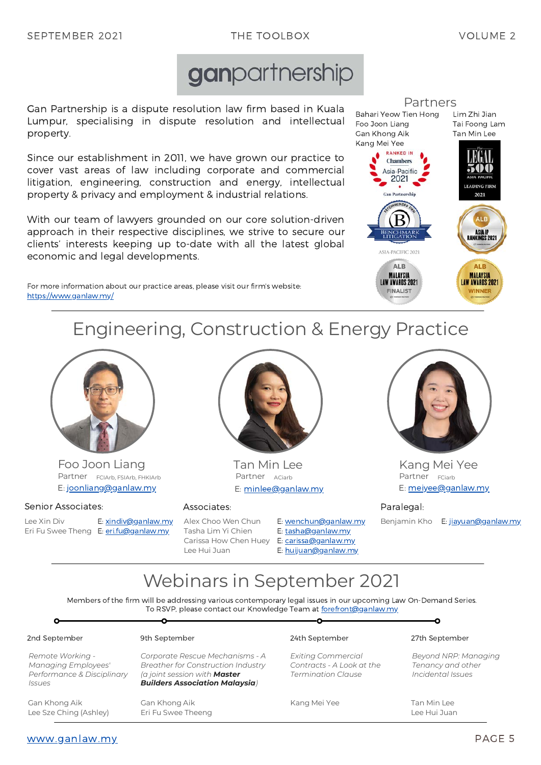# ganpartnership

Gan Partnership is a dispute resolution law firm based in Kuala Lumpur, specialising in dispute resolution and intellectual property.

Since our establishment in 2011, we have grown our practice to cover vast areas of law including corporate and commercial litigation, engineering, construction and energy, intellectual property & privacy and employment & industrial relations.

With our team of lawyers grounded on our core solution-driven approach in their respective disciplines, we strive to secure our clients' interests keeping up to-date with all the latest global economic and legal developments.

For more information about our practice areas, please visit our firm's website:
https://www.ganlaw.my/

## Partners

Bahari Yeow Tien Hong
Foo Joon Liang
Gan Khong Aik
Kang Mei Yee
Lim Zhi Jian
Tai Foong Lam
Tan Min Lee

Ranked in Chambers Asia-Pacific 2021 – Gan Partnership
The Legal 500 Asia Pacific – Leading Firm 2021
Recommended Firm – Benchmark Litigation Asia-Pacific 2021
ALB Asia IP Rankings 2021
ALB Malaysia Law Awards 2021 Finalist
ALB Malaysia Law Awards 2021 Winner

## Engineering, Construction & Energy Practice

**Foo Joon Liang**
Partner FCIArb, FSIArb, FHKIArb
E: joonliang@ganlaw.my

**Tan Min Lee**
Partner ACiarb
E: minlee@ganlaw.my

**Kang Mei Yee**
Partner FCiarb
E: meiyee@ganlaw.my

**Senior Associates:**

Lee Xin Div E: xindiv@ganlaw.my
Eri Fu Swee Theng E: eri.fu@ganlaw.my

**Associates:**

Alex Choo Wen Chun E: wenchun@ganlaw.my
Tasha Lim Yi Chien E: tasha@ganlaw.my
Carissa How Chen Huey E: carissa@ganlaw.my
Lee Hui Juan E: huijuan@ganlaw.my

**Paralegal:**

Benjamin Kho E: jiayuan@ganlaw.my

## Webinars in September 2021

Members of the firm will be addressing various contemporary legal issues in our upcoming Law On-Demand Series.
To RSVP, please contact our Knowledge Team at forefront@ganlaw.my

**2nd September**
*Remote Working - Managing Employees' Performance & Disciplinary Issues*
Gan Khong Aik
Lee Sze Ching (Ashley)

**9th September**
*Corporate Rescue Mechanisms - A Breather for Construction Industry (a joint session with* ***Master Builders Association Malaysia****)*
Gan Khong Aik
Eri Fu Swee Theeng

**24th September**
*Exiting Commercial Contracts - A Look at the Termination Clause*
Kang Mei Yee

**27th September**
*Beyond NRP: Managing Tenancy and other Incidental Issues*
Tan Min Lee
Lee Hui Juan

www.ganlaw.my